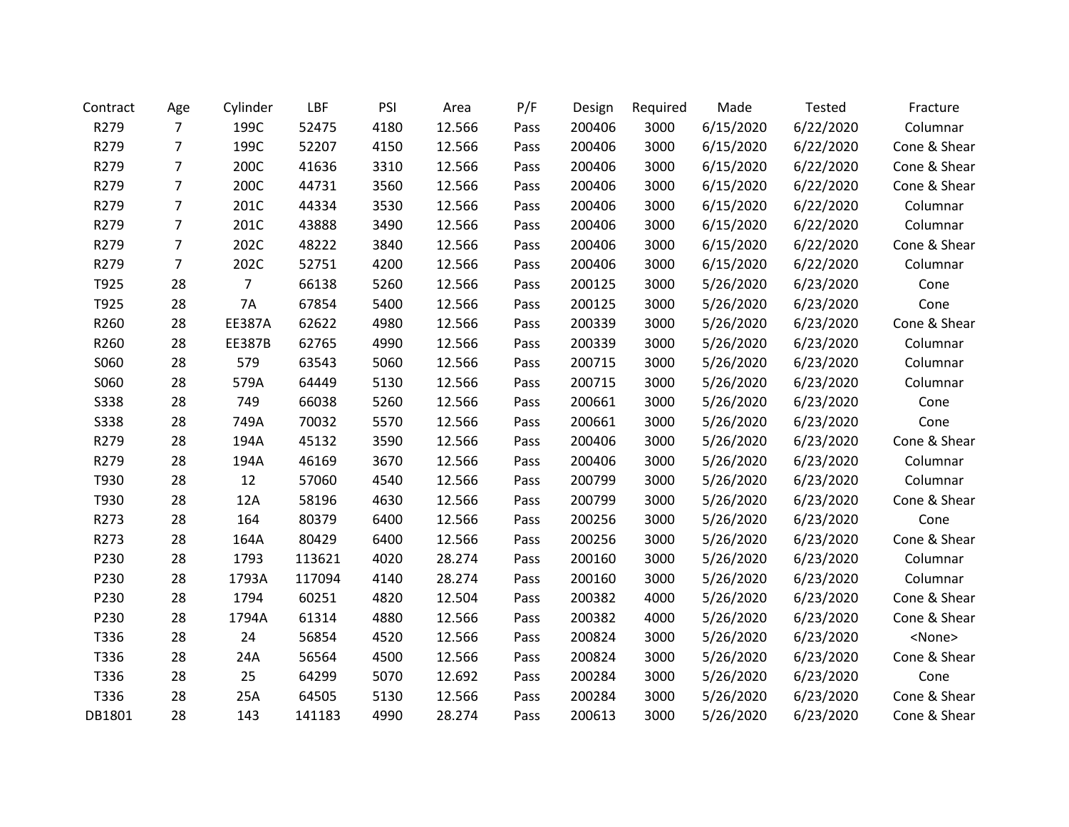| Contract | Age | Cylinder | LBF | PSI | Area | P/F | Design | Required | Made | Tested | Fracture |
|---|---|---|---|---|---|---|---|---|---|---|---|
| R279 | 7 | 199C | 52475 | 4180 | 12.566 | Pass | 200406 | 3000 | 6/15/2020 | 6/22/2020 | Columnar |
| R279 | 7 | 199C | 52207 | 4150 | 12.566 | Pass | 200406 | 3000 | 6/15/2020 | 6/22/2020 | Cone & Shear |
| R279 | 7 | 200C | 41636 | 3310 | 12.566 | Pass | 200406 | 3000 | 6/15/2020 | 6/22/2020 | Cone & Shear |
| R279 | 7 | 200C | 44731 | 3560 | 12.566 | Pass | 200406 | 3000 | 6/15/2020 | 6/22/2020 | Cone & Shear |
| R279 | 7 | 201C | 44334 | 3530 | 12.566 | Pass | 200406 | 3000 | 6/15/2020 | 6/22/2020 | Columnar |
| R279 | 7 | 201C | 43888 | 3490 | 12.566 | Pass | 200406 | 3000 | 6/15/2020 | 6/22/2020 | Columnar |
| R279 | 7 | 202C | 48222 | 3840 | 12.566 | Pass | 200406 | 3000 | 6/15/2020 | 6/22/2020 | Cone & Shear |
| R279 | 7 | 202C | 52751 | 4200 | 12.566 | Pass | 200406 | 3000 | 6/15/2020 | 6/22/2020 | Columnar |
| T925 | 28 | 7 | 66138 | 5260 | 12.566 | Pass | 200125 | 3000 | 5/26/2020 | 6/23/2020 | Cone |
| T925 | 28 | 7A | 67854 | 5400 | 12.566 | Pass | 200125 | 3000 | 5/26/2020 | 6/23/2020 | Cone |
| R260 | 28 | EE387A | 62622 | 4980 | 12.566 | Pass | 200339 | 3000 | 5/26/2020 | 6/23/2020 | Cone & Shear |
| R260 | 28 | EE387B | 62765 | 4990 | 12.566 | Pass | 200339 | 3000 | 5/26/2020 | 6/23/2020 | Columnar |
| S060 | 28 | 579 | 63543 | 5060 | 12.566 | Pass | 200715 | 3000 | 5/26/2020 | 6/23/2020 | Columnar |
| S060 | 28 | 579A | 64449 | 5130 | 12.566 | Pass | 200715 | 3000 | 5/26/2020 | 6/23/2020 | Columnar |
| S338 | 28 | 749 | 66038 | 5260 | 12.566 | Pass | 200661 | 3000 | 5/26/2020 | 6/23/2020 | Cone |
| S338 | 28 | 749A | 70032 | 5570 | 12.566 | Pass | 200661 | 3000 | 5/26/2020 | 6/23/2020 | Cone |
| R279 | 28 | 194A | 45132 | 3590 | 12.566 | Pass | 200406 | 3000 | 5/26/2020 | 6/23/2020 | Cone & Shear |
| R279 | 28 | 194A | 46169 | 3670 | 12.566 | Pass | 200406 | 3000 | 5/26/2020 | 6/23/2020 | Columnar |
| T930 | 28 | 12 | 57060 | 4540 | 12.566 | Pass | 200799 | 3000 | 5/26/2020 | 6/23/2020 | Columnar |
| T930 | 28 | 12A | 58196 | 4630 | 12.566 | Pass | 200799 | 3000 | 5/26/2020 | 6/23/2020 | Cone & Shear |
| R273 | 28 | 164 | 80379 | 6400 | 12.566 | Pass | 200256 | 3000 | 5/26/2020 | 6/23/2020 | Cone |
| R273 | 28 | 164A | 80429 | 6400 | 12.566 | Pass | 200256 | 3000 | 5/26/2020 | 6/23/2020 | Cone & Shear |
| P230 | 28 | 1793 | 113621 | 4020 | 28.274 | Pass | 200160 | 3000 | 5/26/2020 | 6/23/2020 | Columnar |
| P230 | 28 | 1793A | 117094 | 4140 | 28.274 | Pass | 200160 | 3000 | 5/26/2020 | 6/23/2020 | Columnar |
| P230 | 28 | 1794 | 60251 | 4820 | 12.504 | Pass | 200382 | 4000 | 5/26/2020 | 6/23/2020 | Cone & Shear |
| P230 | 28 | 1794A | 61314 | 4880 | 12.566 | Pass | 200382 | 4000 | 5/26/2020 | 6/23/2020 | Cone & Shear |
| T336 | 28 | 24 | 56854 | 4520 | 12.566 | Pass | 200824 | 3000 | 5/26/2020 | 6/23/2020 | <None> |
| T336 | 28 | 24A | 56564 | 4500 | 12.566 | Pass | 200824 | 3000 | 5/26/2020 | 6/23/2020 | Cone & Shear |
| T336 | 28 | 25 | 64299 | 5070 | 12.692 | Pass | 200284 | 3000 | 5/26/2020 | 6/23/2020 | Cone |
| T336 | 28 | 25A | 64505 | 5130 | 12.566 | Pass | 200284 | 3000 | 5/26/2020 | 6/23/2020 | Cone & Shear |
| DB1801 | 28 | 143 | 141183 | 4990 | 28.274 | Pass | 200613 | 3000 | 5/26/2020 | 6/23/2020 | Cone & Shear |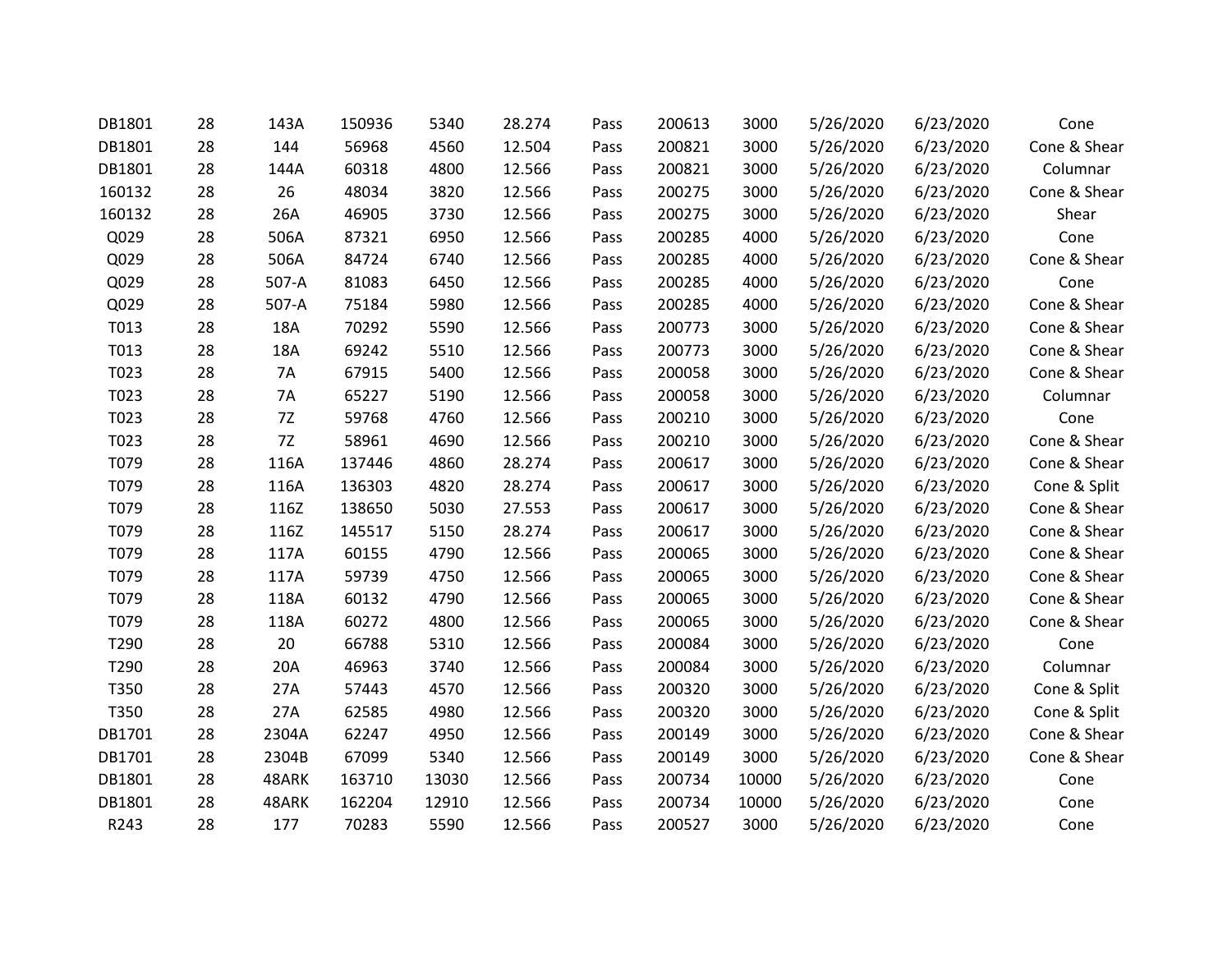| | | | | | | | | | | | |
|---|---|---|---|---|---|---|---|---|---|---|---|
| DB1801 | 28 | 143A | 150936 | 5340 | 28.274 | Pass | 200613 | 3000 | 5/26/2020 | 6/23/2020 | Cone |
| DB1801 | 28 | 144 | 56968 | 4560 | 12.504 | Pass | 200821 | 3000 | 5/26/2020 | 6/23/2020 | Cone & Shear |
| DB1801 | 28 | 144A | 60318 | 4800 | 12.566 | Pass | 200821 | 3000 | 5/26/2020 | 6/23/2020 | Columnar |
| 160132 | 28 | 26 | 48034 | 3820 | 12.566 | Pass | 200275 | 3000 | 5/26/2020 | 6/23/2020 | Cone & Shear |
| 160132 | 28 | 26A | 46905 | 3730 | 12.566 | Pass | 200275 | 3000 | 5/26/2020 | 6/23/2020 | Shear |
| Q029 | 28 | 506A | 87321 | 6950 | 12.566 | Pass | 200285 | 4000 | 5/26/2020 | 6/23/2020 | Cone |
| Q029 | 28 | 506A | 84724 | 6740 | 12.566 | Pass | 200285 | 4000 | 5/26/2020 | 6/23/2020 | Cone & Shear |
| Q029 | 28 | 507-A | 81083 | 6450 | 12.566 | Pass | 200285 | 4000 | 5/26/2020 | 6/23/2020 | Cone |
| Q029 | 28 | 507-A | 75184 | 5980 | 12.566 | Pass | 200285 | 4000 | 5/26/2020 | 6/23/2020 | Cone & Shear |
| T013 | 28 | 18A | 70292 | 5590 | 12.566 | Pass | 200773 | 3000 | 5/26/2020 | 6/23/2020 | Cone & Shear |
| T013 | 28 | 18A | 69242 | 5510 | 12.566 | Pass | 200773 | 3000 | 5/26/2020 | 6/23/2020 | Cone & Shear |
| T023 | 28 | 7A | 67915 | 5400 | 12.566 | Pass | 200058 | 3000 | 5/26/2020 | 6/23/2020 | Cone & Shear |
| T023 | 28 | 7A | 65227 | 5190 | 12.566 | Pass | 200058 | 3000 | 5/26/2020 | 6/23/2020 | Columnar |
| T023 | 28 | 7Z | 59768 | 4760 | 12.566 | Pass | 200210 | 3000 | 5/26/2020 | 6/23/2020 | Cone |
| T023 | 28 | 7Z | 58961 | 4690 | 12.566 | Pass | 200210 | 3000 | 5/26/2020 | 6/23/2020 | Cone & Shear |
| T079 | 28 | 116A | 137446 | 4860 | 28.274 | Pass | 200617 | 3000 | 5/26/2020 | 6/23/2020 | Cone & Shear |
| T079 | 28 | 116A | 136303 | 4820 | 28.274 | Pass | 200617 | 3000 | 5/26/2020 | 6/23/2020 | Cone & Split |
| T079 | 28 | 116Z | 138650 | 5030 | 27.553 | Pass | 200617 | 3000 | 5/26/2020 | 6/23/2020 | Cone & Shear |
| T079 | 28 | 116Z | 145517 | 5150 | 28.274 | Pass | 200617 | 3000 | 5/26/2020 | 6/23/2020 | Cone & Shear |
| T079 | 28 | 117A | 60155 | 4790 | 12.566 | Pass | 200065 | 3000 | 5/26/2020 | 6/23/2020 | Cone & Shear |
| T079 | 28 | 117A | 59739 | 4750 | 12.566 | Pass | 200065 | 3000 | 5/26/2020 | 6/23/2020 | Cone & Shear |
| T079 | 28 | 118A | 60132 | 4790 | 12.566 | Pass | 200065 | 3000 | 5/26/2020 | 6/23/2020 | Cone & Shear |
| T079 | 28 | 118A | 60272 | 4800 | 12.566 | Pass | 200065 | 3000 | 5/26/2020 | 6/23/2020 | Cone & Shear |
| T290 | 28 | 20 | 66788 | 5310 | 12.566 | Pass | 200084 | 3000 | 5/26/2020 | 6/23/2020 | Cone |
| T290 | 28 | 20A | 46963 | 3740 | 12.566 | Pass | 200084 | 3000 | 5/26/2020 | 6/23/2020 | Columnar |
| T350 | 28 | 27A | 57443 | 4570 | 12.566 | Pass | 200320 | 3000 | 5/26/2020 | 6/23/2020 | Cone & Split |
| T350 | 28 | 27A | 62585 | 4980 | 12.566 | Pass | 200320 | 3000 | 5/26/2020 | 6/23/2020 | Cone & Split |
| DB1701 | 28 | 2304A | 62247 | 4950 | 12.566 | Pass | 200149 | 3000 | 5/26/2020 | 6/23/2020 | Cone & Shear |
| DB1701 | 28 | 2304B | 67099 | 5340 | 12.566 | Pass | 200149 | 3000 | 5/26/2020 | 6/23/2020 | Cone & Shear |
| DB1801 | 28 | 48ARK | 163710 | 13030 | 12.566 | Pass | 200734 | 10000 | 5/26/2020 | 6/23/2020 | Cone |
| DB1801 | 28 | 48ARK | 162204 | 12910 | 12.566 | Pass | 200734 | 10000 | 5/26/2020 | 6/23/2020 | Cone |
| R243 | 28 | 177 | 70283 | 5590 | 12.566 | Pass | 200527 | 3000 | 5/26/2020 | 6/23/2020 | Cone |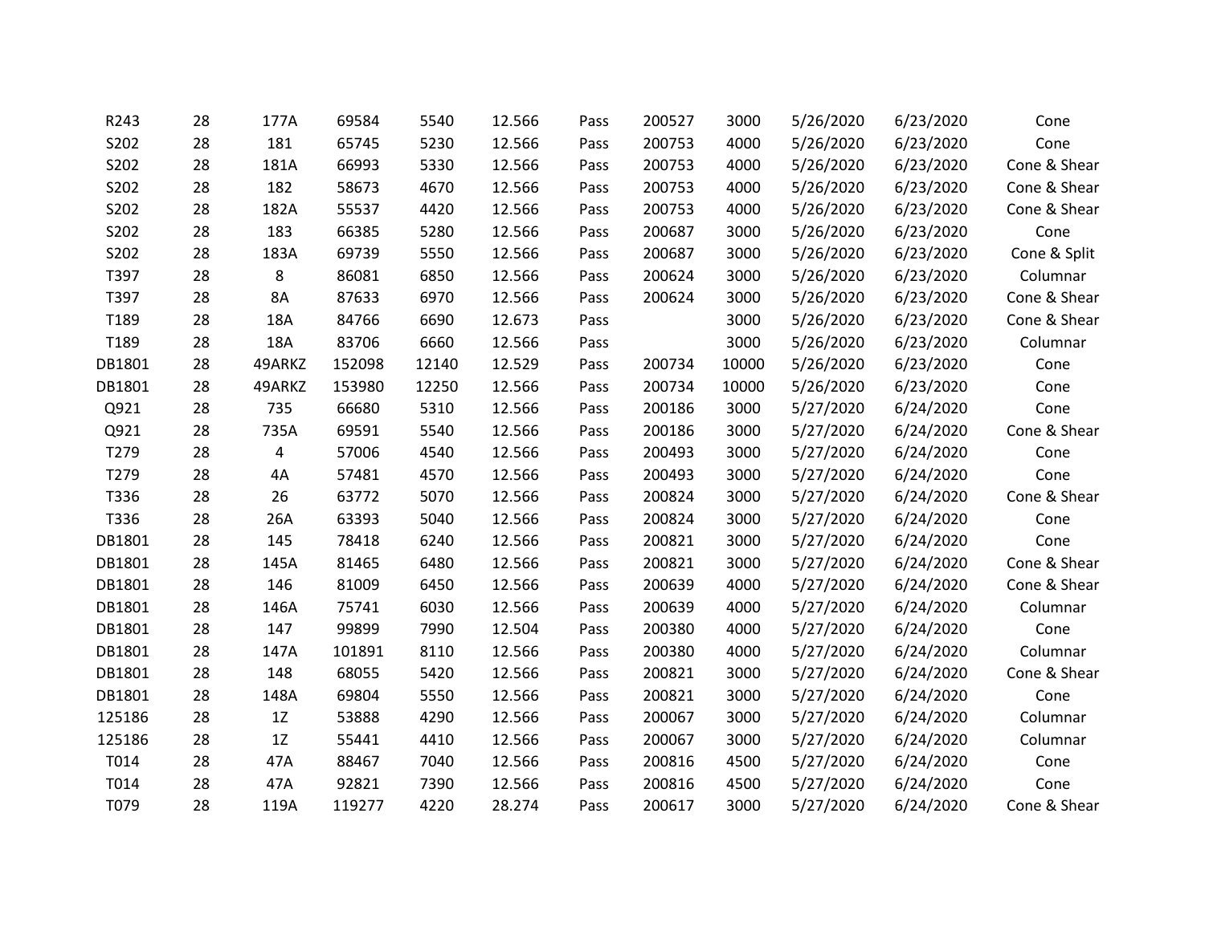| | | | | | | | | | | | |
|---|---|---|---|---|---|---|---|---|---|---|---|
| R243 | 28 | 177A | 69584 | 5540 | 12.566 | Pass | 200527 | 3000 | 5/26/2020 | 6/23/2020 | Cone |
| S202 | 28 | 181 | 65745 | 5230 | 12.566 | Pass | 200753 | 4000 | 5/26/2020 | 6/23/2020 | Cone |
| S202 | 28 | 181A | 66993 | 5330 | 12.566 | Pass | 200753 | 4000 | 5/26/2020 | 6/23/2020 | Cone & Shear |
| S202 | 28 | 182 | 58673 | 4670 | 12.566 | Pass | 200753 | 4000 | 5/26/2020 | 6/23/2020 | Cone & Shear |
| S202 | 28 | 182A | 55537 | 4420 | 12.566 | Pass | 200753 | 4000 | 5/26/2020 | 6/23/2020 | Cone & Shear |
| S202 | 28 | 183 | 66385 | 5280 | 12.566 | Pass | 200687 | 3000 | 5/26/2020 | 6/23/2020 | Cone |
| S202 | 28 | 183A | 69739 | 5550 | 12.566 | Pass | 200687 | 3000 | 5/26/2020 | 6/23/2020 | Cone & Split |
| T397 | 28 | 8 | 86081 | 6850 | 12.566 | Pass | 200624 | 3000 | 5/26/2020 | 6/23/2020 | Columnar |
| T397 | 28 | 8A | 87633 | 6970 | 12.566 | Pass | 200624 | 3000 | 5/26/2020 | 6/23/2020 | Cone & Shear |
| T189 | 28 | 18A | 84766 | 6690 | 12.673 | Pass | | 3000 | 5/26/2020 | 6/23/2020 | Cone & Shear |
| T189 | 28 | 18A | 83706 | 6660 | 12.566 | Pass | | 3000 | 5/26/2020 | 6/23/2020 | Columnar |
| DB1801 | 28 | 49ARKZ | 152098 | 12140 | 12.529 | Pass | 200734 | 10000 | 5/26/2020 | 6/23/2020 | Cone |
| DB1801 | 28 | 49ARKZ | 153980 | 12250 | 12.566 | Pass | 200734 | 10000 | 5/26/2020 | 6/23/2020 | Cone |
| Q921 | 28 | 735 | 66680 | 5310 | 12.566 | Pass | 200186 | 3000 | 5/27/2020 | 6/24/2020 | Cone |
| Q921 | 28 | 735A | 69591 | 5540 | 12.566 | Pass | 200186 | 3000 | 5/27/2020 | 6/24/2020 | Cone & Shear |
| T279 | 28 | 4 | 57006 | 4540 | 12.566 | Pass | 200493 | 3000 | 5/27/2020 | 6/24/2020 | Cone |
| T279 | 28 | 4A | 57481 | 4570 | 12.566 | Pass | 200493 | 3000 | 5/27/2020 | 6/24/2020 | Cone |
| T336 | 28 | 26 | 63772 | 5070 | 12.566 | Pass | 200824 | 3000 | 5/27/2020 | 6/24/2020 | Cone & Shear |
| T336 | 28 | 26A | 63393 | 5040 | 12.566 | Pass | 200824 | 3000 | 5/27/2020 | 6/24/2020 | Cone |
| DB1801 | 28 | 145 | 78418 | 6240 | 12.566 | Pass | 200821 | 3000 | 5/27/2020 | 6/24/2020 | Cone |
| DB1801 | 28 | 145A | 81465 | 6480 | 12.566 | Pass | 200821 | 3000 | 5/27/2020 | 6/24/2020 | Cone & Shear |
| DB1801 | 28 | 146 | 81009 | 6450 | 12.566 | Pass | 200639 | 4000 | 5/27/2020 | 6/24/2020 | Cone & Shear |
| DB1801 | 28 | 146A | 75741 | 6030 | 12.566 | Pass | 200639 | 4000 | 5/27/2020 | 6/24/2020 | Columnar |
| DB1801 | 28 | 147 | 99899 | 7990 | 12.504 | Pass | 200380 | 4000 | 5/27/2020 | 6/24/2020 | Cone |
| DB1801 | 28 | 147A | 101891 | 8110 | 12.566 | Pass | 200380 | 4000 | 5/27/2020 | 6/24/2020 | Columnar |
| DB1801 | 28 | 148 | 68055 | 5420 | 12.566 | Pass | 200821 | 3000 | 5/27/2020 | 6/24/2020 | Cone & Shear |
| DB1801 | 28 | 148A | 69804 | 5550 | 12.566 | Pass | 200821 | 3000 | 5/27/2020 | 6/24/2020 | Cone |
| 125186 | 28 | 1Z | 53888 | 4290 | 12.566 | Pass | 200067 | 3000 | 5/27/2020 | 6/24/2020 | Columnar |
| 125186 | 28 | 1Z | 55441 | 4410 | 12.566 | Pass | 200067 | 3000 | 5/27/2020 | 6/24/2020 | Columnar |
| T014 | 28 | 47A | 88467 | 7040 | 12.566 | Pass | 200816 | 4500 | 5/27/2020 | 6/24/2020 | Cone |
| T014 | 28 | 47A | 92821 | 7390 | 12.566 | Pass | 200816 | 4500 | 5/27/2020 | 6/24/2020 | Cone |
| T079 | 28 | 119A | 119277 | 4220 | 28.274 | Pass | 200617 | 3000 | 5/27/2020 | 6/24/2020 | Cone & Shear |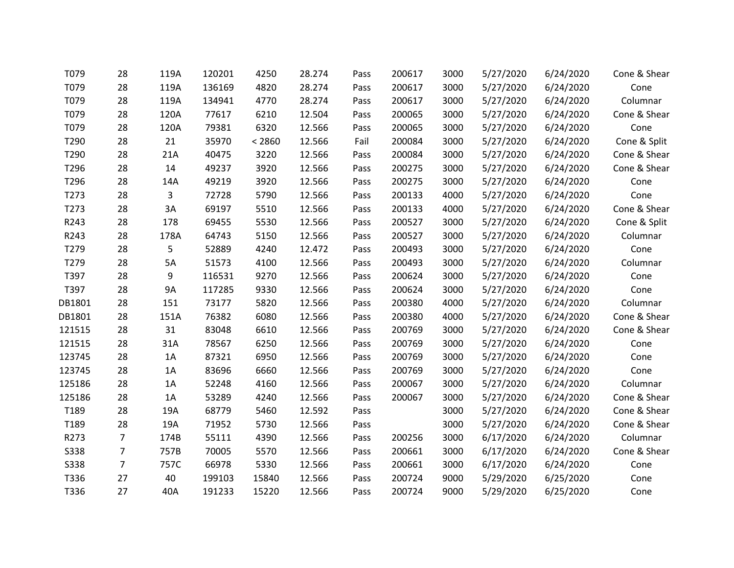| | | | | | | | | | | | |
|---|---|---|---|---|---|---|---|---|---|---|---|
| T079 | 28 | 119A | 120201 | 4250 | 28.274 | Pass | 200617 | 3000 | 5/27/2020 | 6/24/2020 | Cone & Shear |
| T079 | 28 | 119A | 136169 | 4820 | 28.274 | Pass | 200617 | 3000 | 5/27/2020 | 6/24/2020 | Cone |
| T079 | 28 | 119A | 134941 | 4770 | 28.274 | Pass | 200617 | 3000 | 5/27/2020 | 6/24/2020 | Columnar |
| T079 | 28 | 120A | 77617 | 6210 | 12.504 | Pass | 200065 | 3000 | 5/27/2020 | 6/24/2020 | Cone & Shear |
| T079 | 28 | 120A | 79381 | 6320 | 12.566 | Pass | 200065 | 3000 | 5/27/2020 | 6/24/2020 | Cone |
| T290 | 28 | 21 | 35970 | < 2860 | 12.566 | Fail | 200084 | 3000 | 5/27/2020 | 6/24/2020 | Cone & Split |
| T290 | 28 | 21A | 40475 | 3220 | 12.566 | Pass | 200084 | 3000 | 5/27/2020 | 6/24/2020 | Cone & Shear |
| T296 | 28 | 14 | 49237 | 3920 | 12.566 | Pass | 200275 | 3000 | 5/27/2020 | 6/24/2020 | Cone & Shear |
| T296 | 28 | 14A | 49219 | 3920 | 12.566 | Pass | 200275 | 3000 | 5/27/2020 | 6/24/2020 | Cone |
| T273 | 28 | 3 | 72728 | 5790 | 12.566 | Pass | 200133 | 4000 | 5/27/2020 | 6/24/2020 | Cone |
| T273 | 28 | 3A | 69197 | 5510 | 12.566 | Pass | 200133 | 4000 | 5/27/2020 | 6/24/2020 | Cone & Shear |
| R243 | 28 | 178 | 69455 | 5530 | 12.566 | Pass | 200527 | 3000 | 5/27/2020 | 6/24/2020 | Cone & Split |
| R243 | 28 | 178A | 64743 | 5150 | 12.566 | Pass | 200527 | 3000 | 5/27/2020 | 6/24/2020 | Columnar |
| T279 | 28 | 5 | 52889 | 4240 | 12.472 | Pass | 200493 | 3000 | 5/27/2020 | 6/24/2020 | Cone |
| T279 | 28 | 5A | 51573 | 4100 | 12.566 | Pass | 200493 | 3000 | 5/27/2020 | 6/24/2020 | Columnar |
| T397 | 28 | 9 | 116531 | 9270 | 12.566 | Pass | 200624 | 3000 | 5/27/2020 | 6/24/2020 | Cone |
| T397 | 28 | 9A | 117285 | 9330 | 12.566 | Pass | 200624 | 3000 | 5/27/2020 | 6/24/2020 | Cone |
| DB1801 | 28 | 151 | 73177 | 5820 | 12.566 | Pass | 200380 | 4000 | 5/27/2020 | 6/24/2020 | Columnar |
| DB1801 | 28 | 151A | 76382 | 6080 | 12.566 | Pass | 200380 | 4000 | 5/27/2020 | 6/24/2020 | Cone & Shear |
| 121515 | 28 | 31 | 83048 | 6610 | 12.566 | Pass | 200769 | 3000 | 5/27/2020 | 6/24/2020 | Cone & Shear |
| 121515 | 28 | 31A | 78567 | 6250 | 12.566 | Pass | 200769 | 3000 | 5/27/2020 | 6/24/2020 | Cone |
| 123745 | 28 | 1A | 87321 | 6950 | 12.566 | Pass | 200769 | 3000 | 5/27/2020 | 6/24/2020 | Cone |
| 123745 | 28 | 1A | 83696 | 6660 | 12.566 | Pass | 200769 | 3000 | 5/27/2020 | 6/24/2020 | Cone |
| 125186 | 28 | 1A | 52248 | 4160 | 12.566 | Pass | 200067 | 3000 | 5/27/2020 | 6/24/2020 | Columnar |
| 125186 | 28 | 1A | 53289 | 4240 | 12.566 | Pass | 200067 | 3000 | 5/27/2020 | 6/24/2020 | Cone & Shear |
| T189 | 28 | 19A | 68779 | 5460 | 12.592 | Pass | | 3000 | 5/27/2020 | 6/24/2020 | Cone & Shear |
| T189 | 28 | 19A | 71952 | 5730 | 12.566 | Pass | | 3000 | 5/27/2020 | 6/24/2020 | Cone & Shear |
| R273 | 7 | 174B | 55111 | 4390 | 12.566 | Pass | 200256 | 3000 | 6/17/2020 | 6/24/2020 | Columnar |
| S338 | 7 | 757B | 70005 | 5570 | 12.566 | Pass | 200661 | 3000 | 6/17/2020 | 6/24/2020 | Cone & Shear |
| S338 | 7 | 757C | 66978 | 5330 | 12.566 | Pass | 200661 | 3000 | 6/17/2020 | 6/24/2020 | Cone |
| T336 | 27 | 40 | 199103 | 15840 | 12.566 | Pass | 200724 | 9000 | 5/29/2020 | 6/25/2020 | Cone |
| T336 | 27 | 40A | 191233 | 15220 | 12.566 | Pass | 200724 | 9000 | 5/29/2020 | 6/25/2020 | Cone |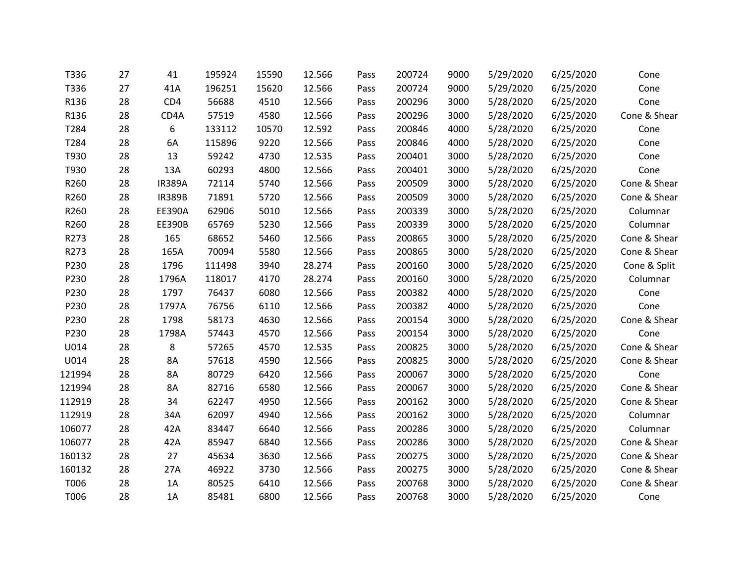| | | | | | | | | | | | |
|---|---|---|---|---|---|---|---|---|---|---|---|
| T336 | 27 | 41 | 195924 | 15590 | 12.566 | Pass | 200724 | 9000 | 5/29/2020 | 6/25/2020 | Cone |
| T336 | 27 | 41A | 196251 | 15620 | 12.566 | Pass | 200724 | 9000 | 5/29/2020 | 6/25/2020 | Cone |
| R136 | 28 | CD4 | 56688 | 4510 | 12.566 | Pass | 200296 | 3000 | 5/28/2020 | 6/25/2020 | Cone |
| R136 | 28 | CD4A | 57519 | 4580 | 12.566 | Pass | 200296 | 3000 | 5/28/2020 | 6/25/2020 | Cone & Shear |
| T284 | 28 | 6 | 133112 | 10570 | 12.592 | Pass | 200846 | 4000 | 5/28/2020 | 6/25/2020 | Cone |
| T284 | 28 | 6A | 115896 | 9220 | 12.566 | Pass | 200846 | 4000 | 5/28/2020 | 6/25/2020 | Cone |
| T930 | 28 | 13 | 59242 | 4730 | 12.535 | Pass | 200401 | 3000 | 5/28/2020 | 6/25/2020 | Cone |
| T930 | 28 | 13A | 60293 | 4800 | 12.566 | Pass | 200401 | 3000 | 5/28/2020 | 6/25/2020 | Cone |
| R260 | 28 | IR389A | 72114 | 5740 | 12.566 | Pass | 200509 | 3000 | 5/28/2020 | 6/25/2020 | Cone & Shear |
| R260 | 28 | IR389B | 71891 | 5720 | 12.566 | Pass | 200509 | 3000 | 5/28/2020 | 6/25/2020 | Cone & Shear |
| R260 | 28 | EE390A | 62906 | 5010 | 12.566 | Pass | 200339 | 3000 | 5/28/2020 | 6/25/2020 | Columnar |
| R260 | 28 | EE390B | 65769 | 5230 | 12.566 | Pass | 200339 | 3000 | 5/28/2020 | 6/25/2020 | Columnar |
| R273 | 28 | 165 | 68652 | 5460 | 12.566 | Pass | 200865 | 3000 | 5/28/2020 | 6/25/2020 | Cone & Shear |
| R273 | 28 | 165A | 70094 | 5580 | 12.566 | Pass | 200865 | 3000 | 5/28/2020 | 6/25/2020 | Cone & Shear |
| P230 | 28 | 1796 | 111498 | 3940 | 28.274 | Pass | 200160 | 3000 | 5/28/2020 | 6/25/2020 | Cone & Split |
| P230 | 28 | 1796A | 118017 | 4170 | 28.274 | Pass | 200160 | 3000 | 5/28/2020 | 6/25/2020 | Columnar |
| P230 | 28 | 1797 | 76437 | 6080 | 12.566 | Pass | 200382 | 4000 | 5/28/2020 | 6/25/2020 | Cone |
| P230 | 28 | 1797A | 76756 | 6110 | 12.566 | Pass | 200382 | 4000 | 5/28/2020 | 6/25/2020 | Cone |
| P230 | 28 | 1798 | 58173 | 4630 | 12.566 | Pass | 200154 | 3000 | 5/28/2020 | 6/25/2020 | Cone & Shear |
| P230 | 28 | 1798A | 57443 | 4570 | 12.566 | Pass | 200154 | 3000 | 5/28/2020 | 6/25/2020 | Cone |
| U014 | 28 | 8 | 57265 | 4570 | 12.535 | Pass | 200825 | 3000 | 5/28/2020 | 6/25/2020 | Cone & Shear |
| U014 | 28 | 8A | 57618 | 4590 | 12.566 | Pass | 200825 | 3000 | 5/28/2020 | 6/25/2020 | Cone & Shear |
| 121994 | 28 | 8A | 80729 | 6420 | 12.566 | Pass | 200067 | 3000 | 5/28/2020 | 6/25/2020 | Cone |
| 121994 | 28 | 8A | 82716 | 6580 | 12.566 | Pass | 200067 | 3000 | 5/28/2020 | 6/25/2020 | Cone & Shear |
| 112919 | 28 | 34 | 62247 | 4950 | 12.566 | Pass | 200162 | 3000 | 5/28/2020 | 6/25/2020 | Cone & Shear |
| 112919 | 28 | 34A | 62097 | 4940 | 12.566 | Pass | 200162 | 3000 | 5/28/2020 | 6/25/2020 | Columnar |
| 106077 | 28 | 42A | 83447 | 6640 | 12.566 | Pass | 200286 | 3000 | 5/28/2020 | 6/25/2020 | Columnar |
| 106077 | 28 | 42A | 85947 | 6840 | 12.566 | Pass | 200286 | 3000 | 5/28/2020 | 6/25/2020 | Cone & Shear |
| 160132 | 28 | 27 | 45634 | 3630 | 12.566 | Pass | 200275 | 3000 | 5/28/2020 | 6/25/2020 | Cone & Shear |
| 160132 | 28 | 27A | 46922 | 3730 | 12.566 | Pass | 200275 | 3000 | 5/28/2020 | 6/25/2020 | Cone & Shear |
| T006 | 28 | 1A | 80525 | 6410 | 12.566 | Pass | 200768 | 3000 | 5/28/2020 | 6/25/2020 | Cone & Shear |
| T006 | 28 | 1A | 85481 | 6800 | 12.566 | Pass | 200768 | 3000 | 5/28/2020 | 6/25/2020 | Cone |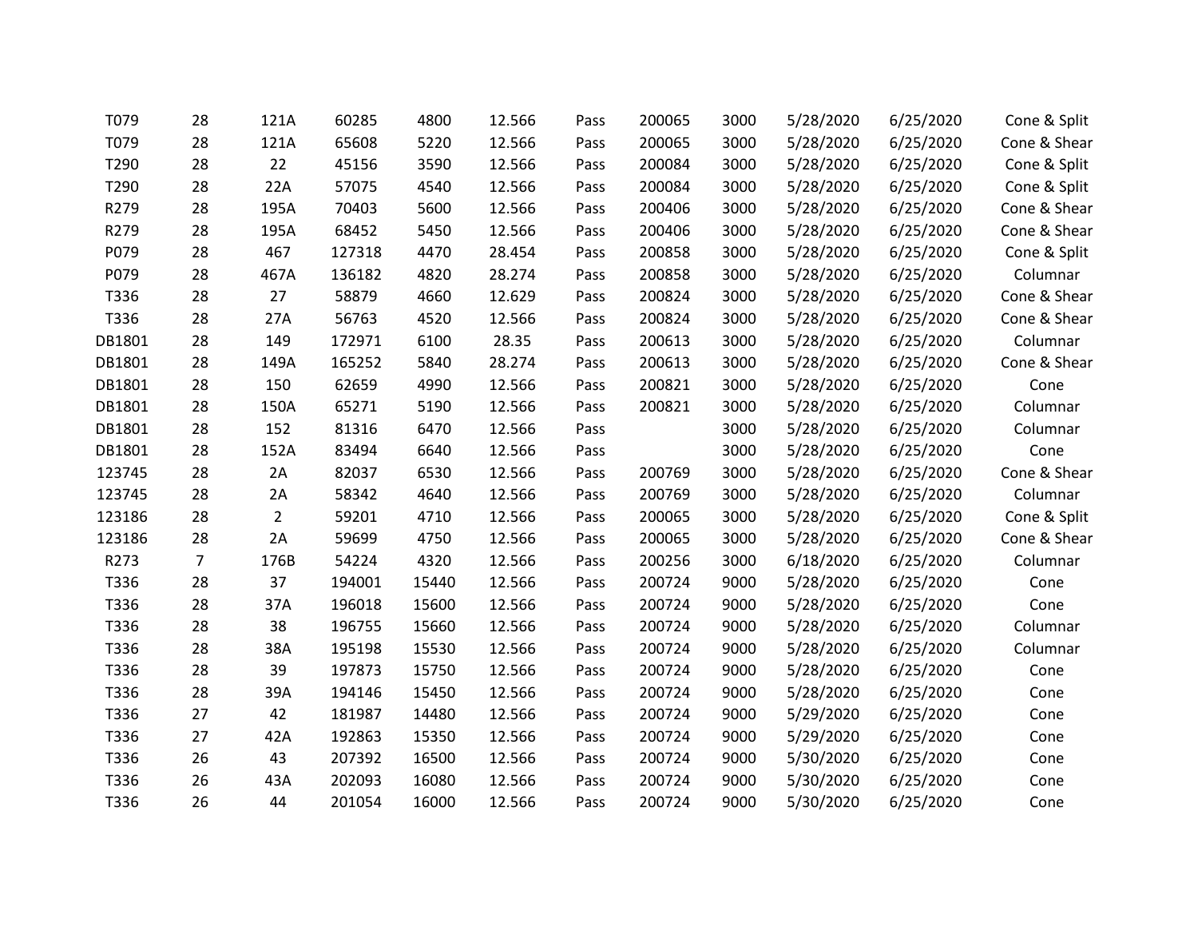| | | | | | | | | | | | |
|---|---|---|---|---|---|---|---|---|---|---|---|
| T079 | 28 | 121A | 60285 | 4800 | 12.566 | Pass | 200065 | 3000 | 5/28/2020 | 6/25/2020 | Cone & Split |
| T079 | 28 | 121A | 65608 | 5220 | 12.566 | Pass | 200065 | 3000 | 5/28/2020 | 6/25/2020 | Cone & Shear |
| T290 | 28 | 22 | 45156 | 3590 | 12.566 | Pass | 200084 | 3000 | 5/28/2020 | 6/25/2020 | Cone & Split |
| T290 | 28 | 22A | 57075 | 4540 | 12.566 | Pass | 200084 | 3000 | 5/28/2020 | 6/25/2020 | Cone & Split |
| R279 | 28 | 195A | 70403 | 5600 | 12.566 | Pass | 200406 | 3000 | 5/28/2020 | 6/25/2020 | Cone & Shear |
| R279 | 28 | 195A | 68452 | 5450 | 12.566 | Pass | 200406 | 3000 | 5/28/2020 | 6/25/2020 | Cone & Shear |
| P079 | 28 | 467 | 127318 | 4470 | 28.454 | Pass | 200858 | 3000 | 5/28/2020 | 6/25/2020 | Cone & Split |
| P079 | 28 | 467A | 136182 | 4820 | 28.274 | Pass | 200858 | 3000 | 5/28/2020 | 6/25/2020 | Columnar |
| T336 | 28 | 27 | 58879 | 4660 | 12.629 | Pass | 200824 | 3000 | 5/28/2020 | 6/25/2020 | Cone & Shear |
| T336 | 28 | 27A | 56763 | 4520 | 12.566 | Pass | 200824 | 3000 | 5/28/2020 | 6/25/2020 | Cone & Shear |
| DB1801 | 28 | 149 | 172971 | 6100 | 28.35 | Pass | 200613 | 3000 | 5/28/2020 | 6/25/2020 | Columnar |
| DB1801 | 28 | 149A | 165252 | 5840 | 28.274 | Pass | 200613 | 3000 | 5/28/2020 | 6/25/2020 | Cone & Shear |
| DB1801 | 28 | 150 | 62659 | 4990 | 12.566 | Pass | 200821 | 3000 | 5/28/2020 | 6/25/2020 | Cone |
| DB1801 | 28 | 150A | 65271 | 5190 | 12.566 | Pass | 200821 | 3000 | 5/28/2020 | 6/25/2020 | Columnar |
| DB1801 | 28 | 152 | 81316 | 6470 | 12.566 | Pass | | 3000 | 5/28/2020 | 6/25/2020 | Columnar |
| DB1801 | 28 | 152A | 83494 | 6640 | 12.566 | Pass | | 3000 | 5/28/2020 | 6/25/2020 | Cone |
| 123745 | 28 | 2A | 82037 | 6530 | 12.566 | Pass | 200769 | 3000 | 5/28/2020 | 6/25/2020 | Cone & Shear |
| 123745 | 28 | 2A | 58342 | 4640 | 12.566 | Pass | 200769 | 3000 | 5/28/2020 | 6/25/2020 | Columnar |
| 123186 | 28 | 2 | 59201 | 4710 | 12.566 | Pass | 200065 | 3000 | 5/28/2020 | 6/25/2020 | Cone & Split |
| 123186 | 28 | 2A | 59699 | 4750 | 12.566 | Pass | 200065 | 3000 | 5/28/2020 | 6/25/2020 | Cone & Shear |
| R273 | 7 | 176B | 54224 | 4320 | 12.566 | Pass | 200256 | 3000 | 6/18/2020 | 6/25/2020 | Columnar |
| T336 | 28 | 37 | 194001 | 15440 | 12.566 | Pass | 200724 | 9000 | 5/28/2020 | 6/25/2020 | Cone |
| T336 | 28 | 37A | 196018 | 15600 | 12.566 | Pass | 200724 | 9000 | 5/28/2020 | 6/25/2020 | Cone |
| T336 | 28 | 38 | 196755 | 15660 | 12.566 | Pass | 200724 | 9000 | 5/28/2020 | 6/25/2020 | Columnar |
| T336 | 28 | 38A | 195198 | 15530 | 12.566 | Pass | 200724 | 9000 | 5/28/2020 | 6/25/2020 | Columnar |
| T336 | 28 | 39 | 197873 | 15750 | 12.566 | Pass | 200724 | 9000 | 5/28/2020 | 6/25/2020 | Cone |
| T336 | 28 | 39A | 194146 | 15450 | 12.566 | Pass | 200724 | 9000 | 5/28/2020 | 6/25/2020 | Cone |
| T336 | 27 | 42 | 181987 | 14480 | 12.566 | Pass | 200724 | 9000 | 5/29/2020 | 6/25/2020 | Cone |
| T336 | 27 | 42A | 192863 | 15350 | 12.566 | Pass | 200724 | 9000 | 5/29/2020 | 6/25/2020 | Cone |
| T336 | 26 | 43 | 207392 | 16500 | 12.566 | Pass | 200724 | 9000 | 5/30/2020 | 6/25/2020 | Cone |
| T336 | 26 | 43A | 202093 | 16080 | 12.566 | Pass | 200724 | 9000 | 5/30/2020 | 6/25/2020 | Cone |
| T336 | 26 | 44 | 201054 | 16000 | 12.566 | Pass | 200724 | 9000 | 5/30/2020 | 6/25/2020 | Cone |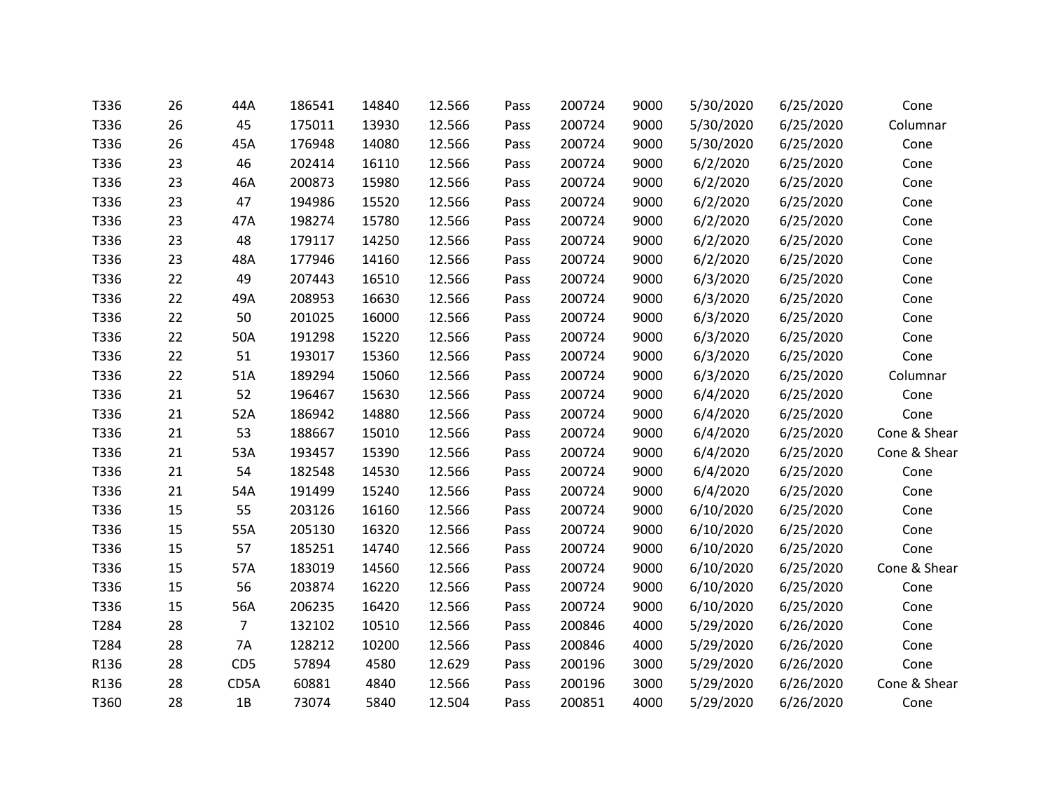| | | | | | | | | | | | |
|---|---|---|---|---|---|---|---|---|---|---|---|
| T336 | 26 | 44A | 186541 | 14840 | 12.566 | Pass | 200724 | 9000 | 5/30/2020 | 6/25/2020 | Cone |
| T336 | 26 | 45 | 175011 | 13930 | 12.566 | Pass | 200724 | 9000 | 5/30/2020 | 6/25/2020 | Columnar |
| T336 | 26 | 45A | 176948 | 14080 | 12.566 | Pass | 200724 | 9000 | 5/30/2020 | 6/25/2020 | Cone |
| T336 | 23 | 46 | 202414 | 16110 | 12.566 | Pass | 200724 | 9000 | 6/2/2020 | 6/25/2020 | Cone |
| T336 | 23 | 46A | 200873 | 15980 | 12.566 | Pass | 200724 | 9000 | 6/2/2020 | 6/25/2020 | Cone |
| T336 | 23 | 47 | 194986 | 15520 | 12.566 | Pass | 200724 | 9000 | 6/2/2020 | 6/25/2020 | Cone |
| T336 | 23 | 47A | 198274 | 15780 | 12.566 | Pass | 200724 | 9000 | 6/2/2020 | 6/25/2020 | Cone |
| T336 | 23 | 48 | 179117 | 14250 | 12.566 | Pass | 200724 | 9000 | 6/2/2020 | 6/25/2020 | Cone |
| T336 | 23 | 48A | 177946 | 14160 | 12.566 | Pass | 200724 | 9000 | 6/2/2020 | 6/25/2020 | Cone |
| T336 | 22 | 49 | 207443 | 16510 | 12.566 | Pass | 200724 | 9000 | 6/3/2020 | 6/25/2020 | Cone |
| T336 | 22 | 49A | 208953 | 16630 | 12.566 | Pass | 200724 | 9000 | 6/3/2020 | 6/25/2020 | Cone |
| T336 | 22 | 50 | 201025 | 16000 | 12.566 | Pass | 200724 | 9000 | 6/3/2020 | 6/25/2020 | Cone |
| T336 | 22 | 50A | 191298 | 15220 | 12.566 | Pass | 200724 | 9000 | 6/3/2020 | 6/25/2020 | Cone |
| T336 | 22 | 51 | 193017 | 15360 | 12.566 | Pass | 200724 | 9000 | 6/3/2020 | 6/25/2020 | Cone |
| T336 | 22 | 51A | 189294 | 15060 | 12.566 | Pass | 200724 | 9000 | 6/3/2020 | 6/25/2020 | Columnar |
| T336 | 21 | 52 | 196467 | 15630 | 12.566 | Pass | 200724 | 9000 | 6/4/2020 | 6/25/2020 | Cone |
| T336 | 21 | 52A | 186942 | 14880 | 12.566 | Pass | 200724 | 9000 | 6/4/2020 | 6/25/2020 | Cone |
| T336 | 21 | 53 | 188667 | 15010 | 12.566 | Pass | 200724 | 9000 | 6/4/2020 | 6/25/2020 | Cone & Shear |
| T336 | 21 | 53A | 193457 | 15390 | 12.566 | Pass | 200724 | 9000 | 6/4/2020 | 6/25/2020 | Cone & Shear |
| T336 | 21 | 54 | 182548 | 14530 | 12.566 | Pass | 200724 | 9000 | 6/4/2020 | 6/25/2020 | Cone |
| T336 | 21 | 54A | 191499 | 15240 | 12.566 | Pass | 200724 | 9000 | 6/4/2020 | 6/25/2020 | Cone |
| T336 | 15 | 55 | 203126 | 16160 | 12.566 | Pass | 200724 | 9000 | 6/10/2020 | 6/25/2020 | Cone |
| T336 | 15 | 55A | 205130 | 16320 | 12.566 | Pass | 200724 | 9000 | 6/10/2020 | 6/25/2020 | Cone |
| T336 | 15 | 57 | 185251 | 14740 | 12.566 | Pass | 200724 | 9000 | 6/10/2020 | 6/25/2020 | Cone |
| T336 | 15 | 57A | 183019 | 14560 | 12.566 | Pass | 200724 | 9000 | 6/10/2020 | 6/25/2020 | Cone & Shear |
| T336 | 15 | 56 | 203874 | 16220 | 12.566 | Pass | 200724 | 9000 | 6/10/2020 | 6/25/2020 | Cone |
| T336 | 15 | 56A | 206235 | 16420 | 12.566 | Pass | 200724 | 9000 | 6/10/2020 | 6/25/2020 | Cone |
| T284 | 28 | 7 | 132102 | 10510 | 12.566 | Pass | 200846 | 4000 | 5/29/2020 | 6/26/2020 | Cone |
| T284 | 28 | 7A | 128212 | 10200 | 12.566 | Pass | 200846 | 4000 | 5/29/2020 | 6/26/2020 | Cone |
| R136 | 28 | CD5 | 57894 | 4580 | 12.629 | Pass | 200196 | 3000 | 5/29/2020 | 6/26/2020 | Cone |
| R136 | 28 | CD5A | 60881 | 4840 | 12.566 | Pass | 200196 | 3000 | 5/29/2020 | 6/26/2020 | Cone & Shear |
| T360 | 28 | 1B | 73074 | 5840 | 12.504 | Pass | 200851 | 4000 | 5/29/2020 | 6/26/2020 | Cone |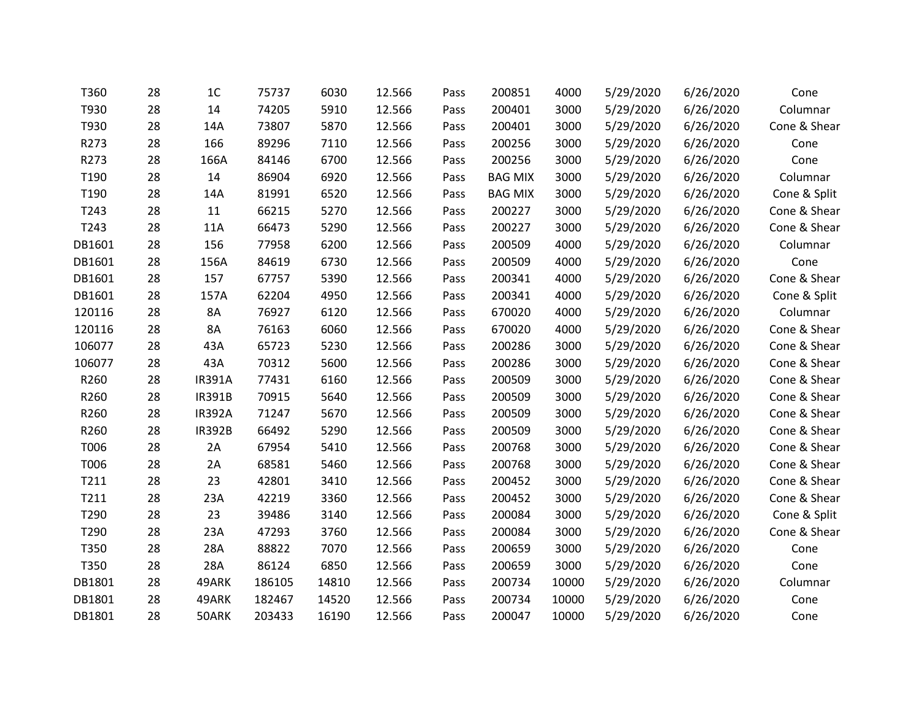| | | | | | | | | | | | |
|---|---|---|---|---|---|---|---|---|---|---|---|
| T360 | 28 | 1C | 75737 | 6030 | 12.566 | Pass | 200851 | 4000 | 5/29/2020 | 6/26/2020 | Cone |
| T930 | 28 | 14 | 74205 | 5910 | 12.566 | Pass | 200401 | 3000 | 5/29/2020 | 6/26/2020 | Columnar |
| T930 | 28 | 14A | 73807 | 5870 | 12.566 | Pass | 200401 | 3000 | 5/29/2020 | 6/26/2020 | Cone & Shear |
| R273 | 28 | 166 | 89296 | 7110 | 12.566 | Pass | 200256 | 3000 | 5/29/2020 | 6/26/2020 | Cone |
| R273 | 28 | 166A | 84146 | 6700 | 12.566 | Pass | 200256 | 3000 | 5/29/2020 | 6/26/2020 | Cone |
| T190 | 28 | 14 | 86904 | 6920 | 12.566 | Pass | BAG MIX | 3000 | 5/29/2020 | 6/26/2020 | Columnar |
| T190 | 28 | 14A | 81991 | 6520 | 12.566 | Pass | BAG MIX | 3000 | 5/29/2020 | 6/26/2020 | Cone & Split |
| T243 | 28 | 11 | 66215 | 5270 | 12.566 | Pass | 200227 | 3000 | 5/29/2020 | 6/26/2020 | Cone & Shear |
| T243 | 28 | 11A | 66473 | 5290 | 12.566 | Pass | 200227 | 3000 | 5/29/2020 | 6/26/2020 | Cone & Shear |
| DB1601 | 28 | 156 | 77958 | 6200 | 12.566 | Pass | 200509 | 4000 | 5/29/2020 | 6/26/2020 | Columnar |
| DB1601 | 28 | 156A | 84619 | 6730 | 12.566 | Pass | 200509 | 4000 | 5/29/2020 | 6/26/2020 | Cone |
| DB1601 | 28 | 157 | 67757 | 5390 | 12.566 | Pass | 200341 | 4000 | 5/29/2020 | 6/26/2020 | Cone & Shear |
| DB1601 | 28 | 157A | 62204 | 4950 | 12.566 | Pass | 200341 | 4000 | 5/29/2020 | 6/26/2020 | Cone & Split |
| 120116 | 28 | 8A | 76927 | 6120 | 12.566 | Pass | 670020 | 4000 | 5/29/2020 | 6/26/2020 | Columnar |
| 120116 | 28 | 8A | 76163 | 6060 | 12.566 | Pass | 670020 | 4000 | 5/29/2020 | 6/26/2020 | Cone & Shear |
| 106077 | 28 | 43A | 65723 | 5230 | 12.566 | Pass | 200286 | 3000 | 5/29/2020 | 6/26/2020 | Cone & Shear |
| 106077 | 28 | 43A | 70312 | 5600 | 12.566 | Pass | 200286 | 3000 | 5/29/2020 | 6/26/2020 | Cone & Shear |
| R260 | 28 | IR391A | 77431 | 6160 | 12.566 | Pass | 200509 | 3000 | 5/29/2020 | 6/26/2020 | Cone & Shear |
| R260 | 28 | IR391B | 70915 | 5640 | 12.566 | Pass | 200509 | 3000 | 5/29/2020 | 6/26/2020 | Cone & Shear |
| R260 | 28 | IR392A | 71247 | 5670 | 12.566 | Pass | 200509 | 3000 | 5/29/2020 | 6/26/2020 | Cone & Shear |
| R260 | 28 | IR392B | 66492 | 5290 | 12.566 | Pass | 200509 | 3000 | 5/29/2020 | 6/26/2020 | Cone & Shear |
| T006 | 28 | 2A | 67954 | 5410 | 12.566 | Pass | 200768 | 3000 | 5/29/2020 | 6/26/2020 | Cone & Shear |
| T006 | 28 | 2A | 68581 | 5460 | 12.566 | Pass | 200768 | 3000 | 5/29/2020 | 6/26/2020 | Cone & Shear |
| T211 | 28 | 23 | 42801 | 3410 | 12.566 | Pass | 200452 | 3000 | 5/29/2020 | 6/26/2020 | Cone & Shear |
| T211 | 28 | 23A | 42219 | 3360 | 12.566 | Pass | 200452 | 3000 | 5/29/2020 | 6/26/2020 | Cone & Shear |
| T290 | 28 | 23 | 39486 | 3140 | 12.566 | Pass | 200084 | 3000 | 5/29/2020 | 6/26/2020 | Cone & Split |
| T290 | 28 | 23A | 47293 | 3760 | 12.566 | Pass | 200084 | 3000 | 5/29/2020 | 6/26/2020 | Cone & Shear |
| T350 | 28 | 28A | 88822 | 7070 | 12.566 | Pass | 200659 | 3000 | 5/29/2020 | 6/26/2020 | Cone |
| T350 | 28 | 28A | 86124 | 6850 | 12.566 | Pass | 200659 | 3000 | 5/29/2020 | 6/26/2020 | Cone |
| DB1801 | 28 | 49ARK | 186105 | 14810 | 12.566 | Pass | 200734 | 10000 | 5/29/2020 | 6/26/2020 | Columnar |
| DB1801 | 28 | 49ARK | 182467 | 14520 | 12.566 | Pass | 200734 | 10000 | 5/29/2020 | 6/26/2020 | Cone |
| DB1801 | 28 | 50ARK | 203433 | 16190 | 12.566 | Pass | 200047 | 10000 | 5/29/2020 | 6/26/2020 | Cone |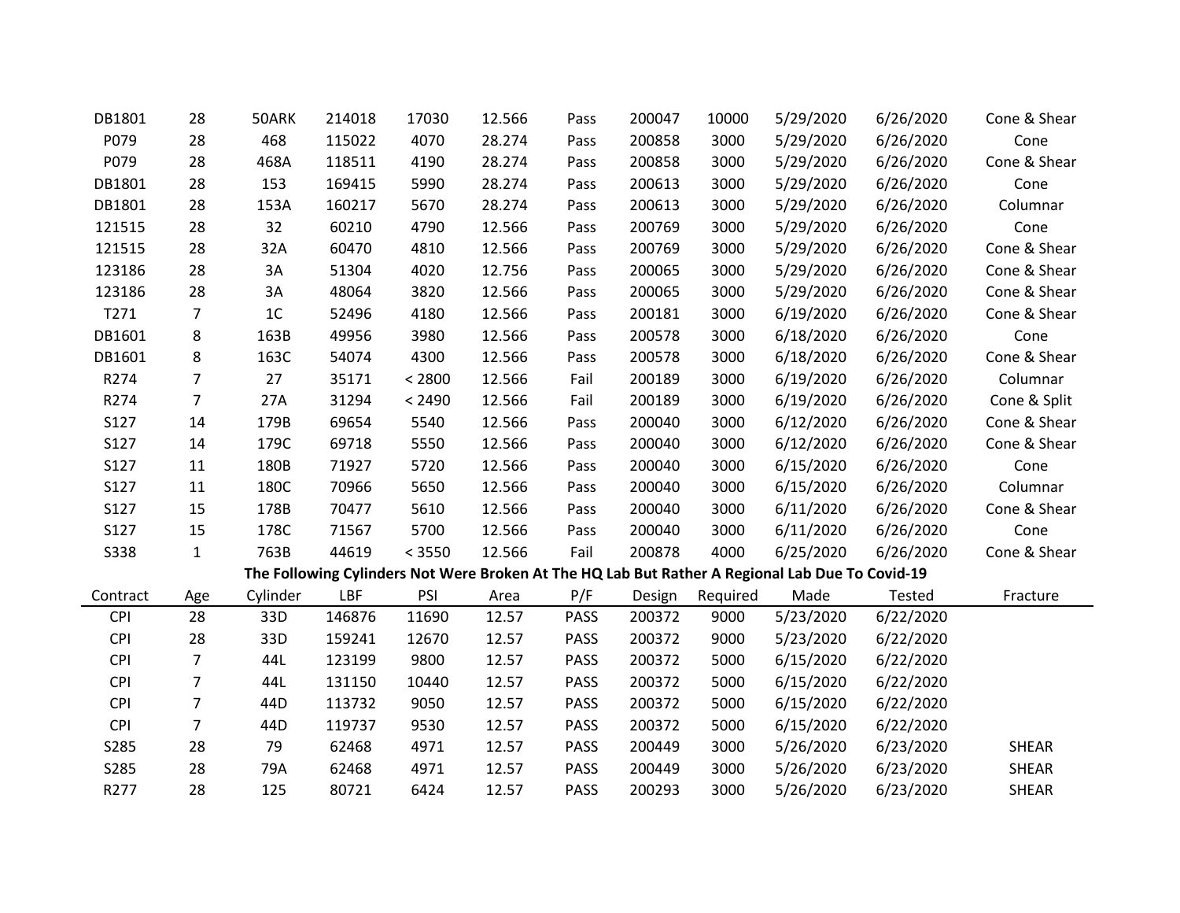| | | | | | | | | | | | |
|---|---|---|---|---|---|---|---|---|---|---|---|
| DB1801 | 28 | 50ARK | 214018 | 17030 | 12.566 | Pass | 200047 | 10000 | 5/29/2020 | 6/26/2020 | Cone & Shear |
| P079 | 28 | 468 | 115022 | 4070 | 28.274 | Pass | 200858 | 3000 | 5/29/2020 | 6/26/2020 | Cone |
| P079 | 28 | 468A | 118511 | 4190 | 28.274 | Pass | 200858 | 3000 | 5/29/2020 | 6/26/2020 | Cone & Shear |
| DB1801 | 28 | 153 | 169415 | 5990 | 28.274 | Pass | 200613 | 3000 | 5/29/2020 | 6/26/2020 | Cone |
| DB1801 | 28 | 153A | 160217 | 5670 | 28.274 | Pass | 200613 | 3000 | 5/29/2020 | 6/26/2020 | Columnar |
| 121515 | 28 | 32 | 60210 | 4790 | 12.566 | Pass | 200769 | 3000 | 5/29/2020 | 6/26/2020 | Cone |
| 121515 | 28 | 32A | 60470 | 4810 | 12.566 | Pass | 200769 | 3000 | 5/29/2020 | 6/26/2020 | Cone & Shear |
| 123186 | 28 | 3A | 51304 | 4020 | 12.756 | Pass | 200065 | 3000 | 5/29/2020 | 6/26/2020 | Cone & Shear |
| 123186 | 28 | 3A | 48064 | 3820 | 12.566 | Pass | 200065 | 3000 | 5/29/2020 | 6/26/2020 | Cone & Shear |
| T271 | 7 | 1C | 52496 | 4180 | 12.566 | Pass | 200181 | 3000 | 6/19/2020 | 6/26/2020 | Cone & Shear |
| DB1601 | 8 | 163B | 49956 | 3980 | 12.566 | Pass | 200578 | 3000 | 6/18/2020 | 6/26/2020 | Cone |
| DB1601 | 8 | 163C | 54074 | 4300 | 12.566 | Pass | 200578 | 3000 | 6/18/2020 | 6/26/2020 | Cone & Shear |
| R274 | 7 | 27 | 35171 | < 2800 | 12.566 | Fail | 200189 | 3000 | 6/19/2020 | 6/26/2020 | Columnar |
| R274 | 7 | 27A | 31294 | < 2490 | 12.566 | Fail | 200189 | 3000 | 6/19/2020 | 6/26/2020 | Cone & Split |
| S127 | 14 | 179B | 69654 | 5540 | 12.566 | Pass | 200040 | 3000 | 6/12/2020 | 6/26/2020 | Cone & Shear |
| S127 | 14 | 179C | 69718 | 5550 | 12.566 | Pass | 200040 | 3000 | 6/12/2020 | 6/26/2020 | Cone & Shear |
| S127 | 11 | 180B | 71927 | 5720 | 12.566 | Pass | 200040 | 3000 | 6/15/2020 | 6/26/2020 | Cone |
| S127 | 11 | 180C | 70966 | 5650 | 12.566 | Pass | 200040 | 3000 | 6/15/2020 | 6/26/2020 | Columnar |
| S127 | 15 | 178B | 70477 | 5610 | 12.566 | Pass | 200040 | 3000 | 6/11/2020 | 6/26/2020 | Cone & Shear |
| S127 | 15 | 178C | 71567 | 5700 | 12.566 | Pass | 200040 | 3000 | 6/11/2020 | 6/26/2020 | Cone |
| S338 | 1 | 763B | 44619 | < 3550 | 12.566 | Fail | 200878 | 4000 | 6/25/2020 | 6/26/2020 | Cone & Shear |

**The Following Cylinders Not Were Broken At The HQ Lab But Rather A Regional Lab Due To Covid-19**

| Contract | Age | Cylinder | LBF | PSI | Area | P/F | Design | Required | Made | Tested | Fracture |
|---|---|---|---|---|---|---|---|---|---|---|---|
| CPI | 28 | 33D | 146876 | 11690 | 12.57 | PASS | 200372 | 9000 | 5/23/2020 | 6/22/2020 | |
| CPI | 28 | 33D | 159241 | 12670 | 12.57 | PASS | 200372 | 9000 | 5/23/2020 | 6/22/2020 | |
| CPI | 7 | 44L | 123199 | 9800 | 12.57 | PASS | 200372 | 5000 | 6/15/2020 | 6/22/2020 | |
| CPI | 7 | 44L | 131150 | 10440 | 12.57 | PASS | 200372 | 5000 | 6/15/2020 | 6/22/2020 | |
| CPI | 7 | 44D | 113732 | 9050 | 12.57 | PASS | 200372 | 5000 | 6/15/2020 | 6/22/2020 | |
| CPI | 7 | 44D | 119737 | 9530 | 12.57 | PASS | 200372 | 5000 | 6/15/2020 | 6/22/2020 | |
| S285 | 28 | 79 | 62468 | 4971 | 12.57 | PASS | 200449 | 3000 | 5/26/2020 | 6/23/2020 | SHEAR |
| S285 | 28 | 79A | 62468 | 4971 | 12.57 | PASS | 200449 | 3000 | 5/26/2020 | 6/23/2020 | SHEAR |
| R277 | 28 | 125 | 80721 | 6424 | 12.57 | PASS | 200293 | 3000 | 5/26/2020 | 6/23/2020 | SHEAR |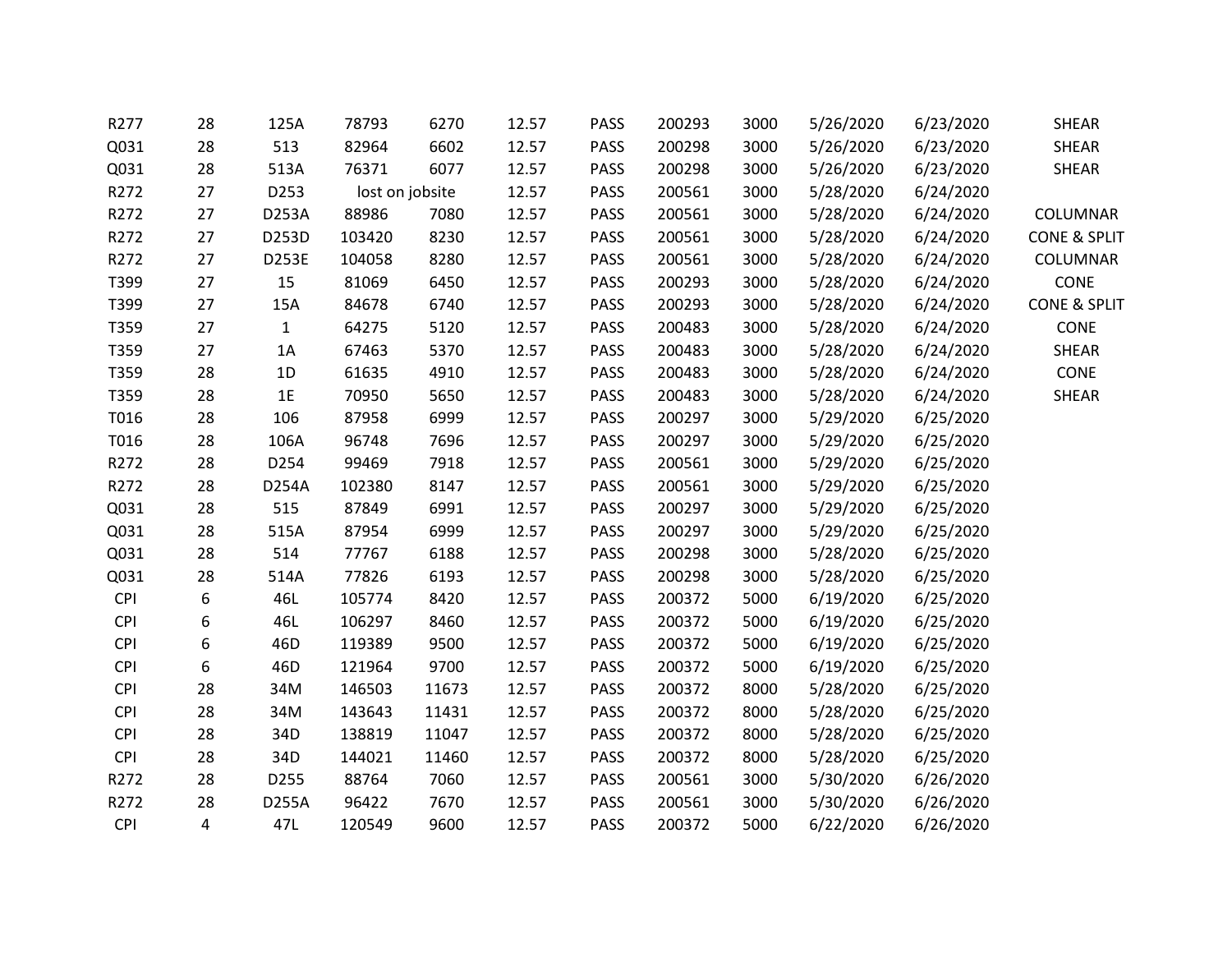| | | | | | | | | | | | |
|---|---|---|---|---|---|---|---|---|---|---|---|
| R277 | 28 | 125A | 78793 | 6270 | 12.57 | PASS | 200293 | 3000 | 5/26/2020 | 6/23/2020 | SHEAR |
| Q031 | 28 | 513 | 82964 | 6602 | 12.57 | PASS | 200298 | 3000 | 5/26/2020 | 6/23/2020 | SHEAR |
| Q031 | 28 | 513A | 76371 | 6077 | 12.57 | PASS | 200298 | 3000 | 5/26/2020 | 6/23/2020 | SHEAR |
| R272 | 27 | D253 | lost on jobsite | | 12.57 | PASS | 200561 | 3000 | 5/28/2020 | 6/24/2020 | |
| R272 | 27 | D253A | 88986 | 7080 | 12.57 | PASS | 200561 | 3000 | 5/28/2020 | 6/24/2020 | COLUMNAR |
| R272 | 27 | D253D | 103420 | 8230 | 12.57 | PASS | 200561 | 3000 | 5/28/2020 | 6/24/2020 | CONE & SPLIT |
| R272 | 27 | D253E | 104058 | 8280 | 12.57 | PASS | 200561 | 3000 | 5/28/2020 | 6/24/2020 | COLUMNAR |
| T399 | 27 | 15 | 81069 | 6450 | 12.57 | PASS | 200293 | 3000 | 5/28/2020 | 6/24/2020 | CONE |
| T399 | 27 | 15A | 84678 | 6740 | 12.57 | PASS | 200293 | 3000 | 5/28/2020 | 6/24/2020 | CONE & SPLIT |
| T359 | 27 | 1 | 64275 | 5120 | 12.57 | PASS | 200483 | 3000 | 5/28/2020 | 6/24/2020 | CONE |
| T359 | 27 | 1A | 67463 | 5370 | 12.57 | PASS | 200483 | 3000 | 5/28/2020 | 6/24/2020 | SHEAR |
| T359 | 28 | 1D | 61635 | 4910 | 12.57 | PASS | 200483 | 3000 | 5/28/2020 | 6/24/2020 | CONE |
| T359 | 28 | 1E | 70950 | 5650 | 12.57 | PASS | 200483 | 3000 | 5/28/2020 | 6/24/2020 | SHEAR |
| T016 | 28 | 106 | 87958 | 6999 | 12.57 | PASS | 200297 | 3000 | 5/29/2020 | 6/25/2020 | |
| T016 | 28 | 106A | 96748 | 7696 | 12.57 | PASS | 200297 | 3000 | 5/29/2020 | 6/25/2020 | |
| R272 | 28 | D254 | 99469 | 7918 | 12.57 | PASS | 200561 | 3000 | 5/29/2020 | 6/25/2020 | |
| R272 | 28 | D254A | 102380 | 8147 | 12.57 | PASS | 200561 | 3000 | 5/29/2020 | 6/25/2020 | |
| Q031 | 28 | 515 | 87849 | 6991 | 12.57 | PASS | 200297 | 3000 | 5/29/2020 | 6/25/2020 | |
| Q031 | 28 | 515A | 87954 | 6999 | 12.57 | PASS | 200297 | 3000 | 5/29/2020 | 6/25/2020 | |
| Q031 | 28 | 514 | 77767 | 6188 | 12.57 | PASS | 200298 | 3000 | 5/28/2020 | 6/25/2020 | |
| Q031 | 28 | 514A | 77826 | 6193 | 12.57 | PASS | 200298 | 3000 | 5/28/2020 | 6/25/2020 | |
| CPI | 6 | 46L | 105774 | 8420 | 12.57 | PASS | 200372 | 5000 | 6/19/2020 | 6/25/2020 | |
| CPI | 6 | 46L | 106297 | 8460 | 12.57 | PASS | 200372 | 5000 | 6/19/2020 | 6/25/2020 | |
| CPI | 6 | 46D | 119389 | 9500 | 12.57 | PASS | 200372 | 5000 | 6/19/2020 | 6/25/2020 | |
| CPI | 6 | 46D | 121964 | 9700 | 12.57 | PASS | 200372 | 5000 | 6/19/2020 | 6/25/2020 | |
| CPI | 28 | 34M | 146503 | 11673 | 12.57 | PASS | 200372 | 8000 | 5/28/2020 | 6/25/2020 | |
| CPI | 28 | 34M | 143643 | 11431 | 12.57 | PASS | 200372 | 8000 | 5/28/2020 | 6/25/2020 | |
| CPI | 28 | 34D | 138819 | 11047 | 12.57 | PASS | 200372 | 8000 | 5/28/2020 | 6/25/2020 | |
| CPI | 28 | 34D | 144021 | 11460 | 12.57 | PASS | 200372 | 8000 | 5/28/2020 | 6/25/2020 | |
| R272 | 28 | D255 | 88764 | 7060 | 12.57 | PASS | 200561 | 3000 | 5/30/2020 | 6/26/2020 | |
| R272 | 28 | D255A | 96422 | 7670 | 12.57 | PASS | 200561 | 3000 | 5/30/2020 | 6/26/2020 | |
| CPI | 4 | 47L | 120549 | 9600 | 12.57 | PASS | 200372 | 5000 | 6/22/2020 | 6/26/2020 | |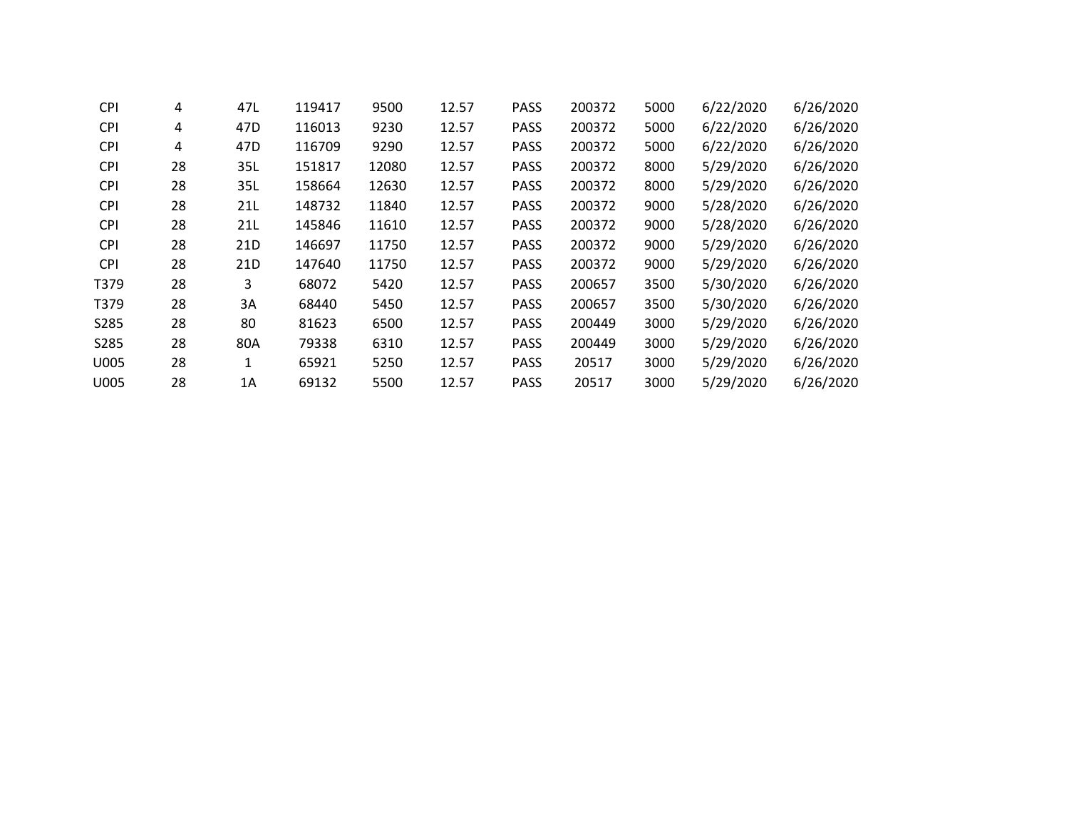| | | | | | | | | | | |
|---|---|---|---|---|---|---|---|---|---|---|
| CPI | 4 | 47L | 119417 | 9500 | 12.57 | PASS | 200372 | 5000 | 6/22/2020 | 6/26/2020 |
| CPI | 4 | 47D | 116013 | 9230 | 12.57 | PASS | 200372 | 5000 | 6/22/2020 | 6/26/2020 |
| CPI | 4 | 47D | 116709 | 9290 | 12.57 | PASS | 200372 | 5000 | 6/22/2020 | 6/26/2020 |
| CPI | 28 | 35L | 151817 | 12080 | 12.57 | PASS | 200372 | 8000 | 5/29/2020 | 6/26/2020 |
| CPI | 28 | 35L | 158664 | 12630 | 12.57 | PASS | 200372 | 8000 | 5/29/2020 | 6/26/2020 |
| CPI | 28 | 21L | 148732 | 11840 | 12.57 | PASS | 200372 | 9000 | 5/28/2020 | 6/26/2020 |
| CPI | 28 | 21L | 145846 | 11610 | 12.57 | PASS | 200372 | 9000 | 5/28/2020 | 6/26/2020 |
| CPI | 28 | 21D | 146697 | 11750 | 12.57 | PASS | 200372 | 9000 | 5/29/2020 | 6/26/2020 |
| CPI | 28 | 21D | 147640 | 11750 | 12.57 | PASS | 200372 | 9000 | 5/29/2020 | 6/26/2020 |
| T379 | 28 | 3 | 68072 | 5420 | 12.57 | PASS | 200657 | 3500 | 5/30/2020 | 6/26/2020 |
| T379 | 28 | 3A | 68440 | 5450 | 12.57 | PASS | 200657 | 3500 | 5/30/2020 | 6/26/2020 |
| S285 | 28 | 80 | 81623 | 6500 | 12.57 | PASS | 200449 | 3000 | 5/29/2020 | 6/26/2020 |
| S285 | 28 | 80A | 79338 | 6310 | 12.57 | PASS | 200449 | 3000 | 5/29/2020 | 6/26/2020 |
| U005 | 28 | 1 | 65921 | 5250 | 12.57 | PASS | 20517 | 3000 | 5/29/2020 | 6/26/2020 |
| U005 | 28 | 1A | 69132 | 5500 | 12.57 | PASS | 20517 | 3000 | 5/29/2020 | 6/26/2020 |